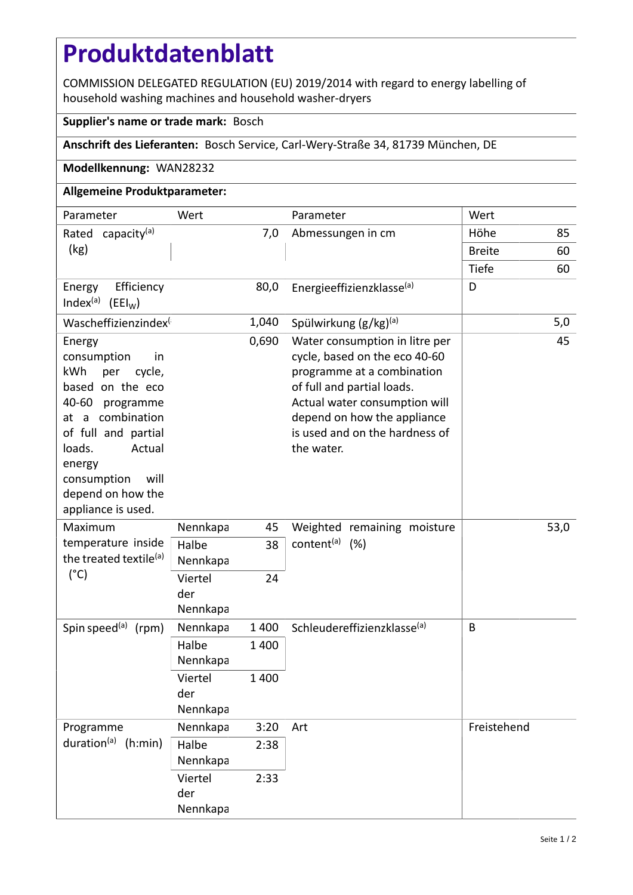# Produktdatenblatt

COMMISSION DELEGATED REGULATION (EU) 2019/2014 with regard to energy labelling of household washing machines and household washer-dryers

**Supplier's name or trade mark:** Bosch

**Anschrift des Lieferanten:** Bosch Service, Carl-Wery-Straße 34, 81739 München, DE

**Modellkennung:** WAN28232

**Allgemeine Produktparameter:**

| Parameter | Wert | | Parameter | Wert | |
|---|---|---|---|---|---|
| Rated capacity[a] (kg) | | 7,0 | Abmessungen in cm | Höhe | 85 |
| | | | | Breite | 60 |
| | | | | Tiefe | 60 |
| Energy Efficiency Index[a] ($EEI_W$) | | 80,0 | Energieeffizienzklasse[a] | D | |
| Wascheffizienzindex[( | | 1,040 | Spülwirkung (g/kg)[a] | | 5,0 |
| Energy consumption in kWh per cycle, based on the eco 40-60 programme at a combination of full and partial loads. Actual energy consumption will depend on how the appliance is used. | | 0,690 | Water consumption in litre per cycle, based on the eco 40-60 programme at a combination of full and partial loads. Actual water consumption will depend on how the appliance is used and on the hardness of the water. | | 45 |
| Maximum temperature inside the treated textile[a] (°C) | Nennkapa | 45 | Weighted remaining moisture content[a] (%) | | 53,0 |
| | Halbe Nennkapa | 38 | | | |
| | Viertel der Nennkapa | 24 | | | |
| Spin speed[a] (rpm) | Nennkapa | 1 400 | Schleudereffizienzklasse[a] | B | |
| | Halbe Nennkapa | 1 400 | | | |
| | Viertel der Nennkapa | 1 400 | | | |
| Programme duration[a] (h:min) | Nennkapa | 3:20 | Art | Freistehend | |
| | Halbe Nennkapa | 2:38 | | | |
| | Viertel der Nennkapa | 2:33 | | | |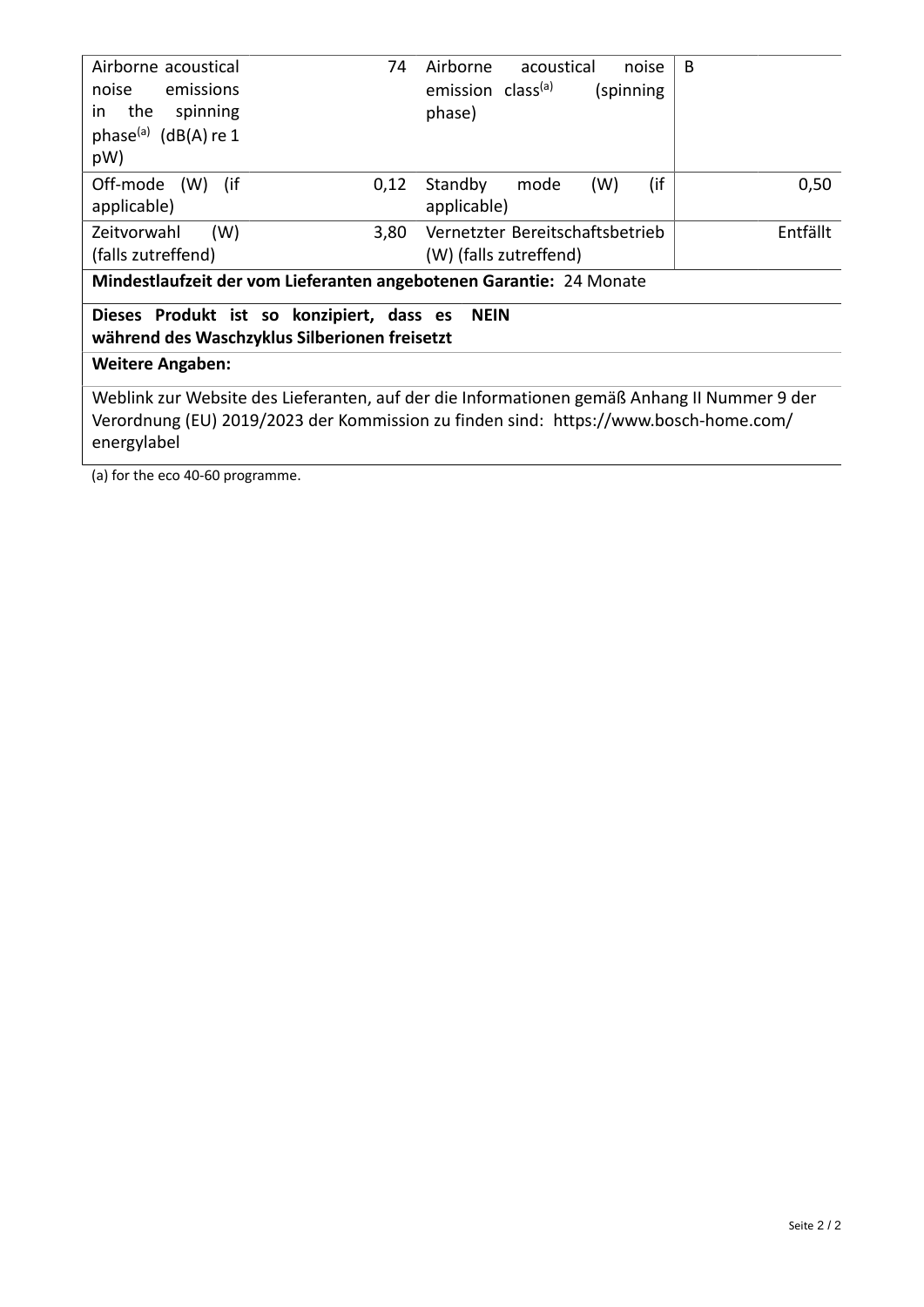| | | | |
|---|---|---|---|
| Airborne acoustical noise emissions in the spinning phase[(a)] (dB(A) re 1 pW) | 74 | Airborne acoustical noise emission class[(a)] (spinning phase) | B |
| Off-mode (W) (if applicable) | 0,12 | Standby mode (W) (if applicable) | 0,50 |
| Zeitvorwahl (W) (falls zutreffend) | 3,80 | Vernetzter Bereitschaftsbetrieb (W) (falls zutreffend) | Entfällt |
| **Mindestlaufzeit der vom Lieferanten angebotenen Garantie:** 24 Monate | | | |
| **Dieses Produkt ist so konzipiert, dass es während des Waschzyklus Silberionen freisetzt** | **NEIN** | | |
| **Weitere Angaben:** | | | |
| Weblink zur Website des Lieferanten, auf der die Informationen gemäß Anhang II Nummer 9 der Verordnung (EU) 2019/2023 der Kommission zu finden sind: https://www.bosch-home.com/energylabel | | | |

(a) for the eco 40-60 programme.